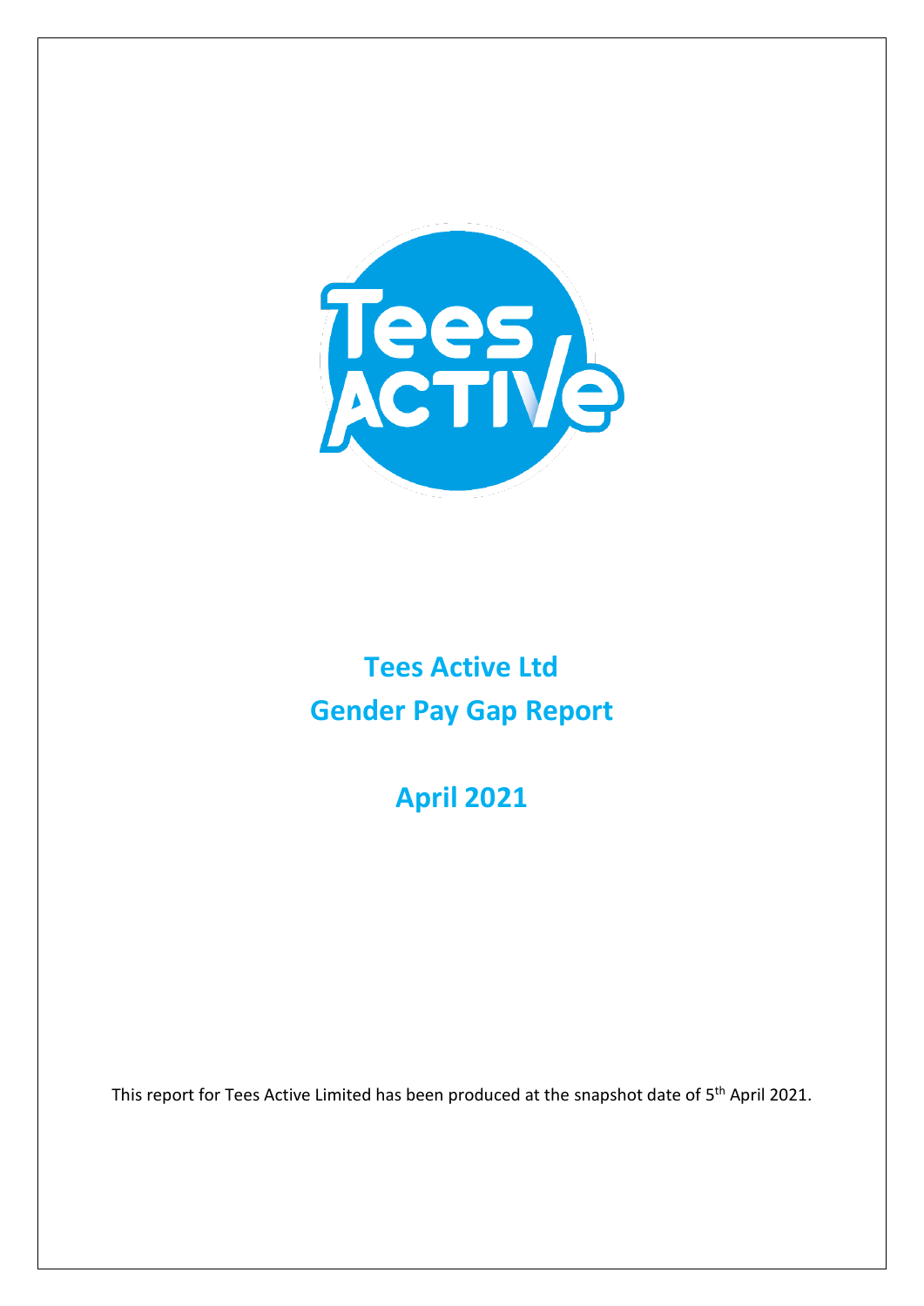# Tees Active Ltd
# Gender Pay Gap Report

## April 2021

This report for Tees Active Limited has been produced at the snapshot date of 5th April 2021.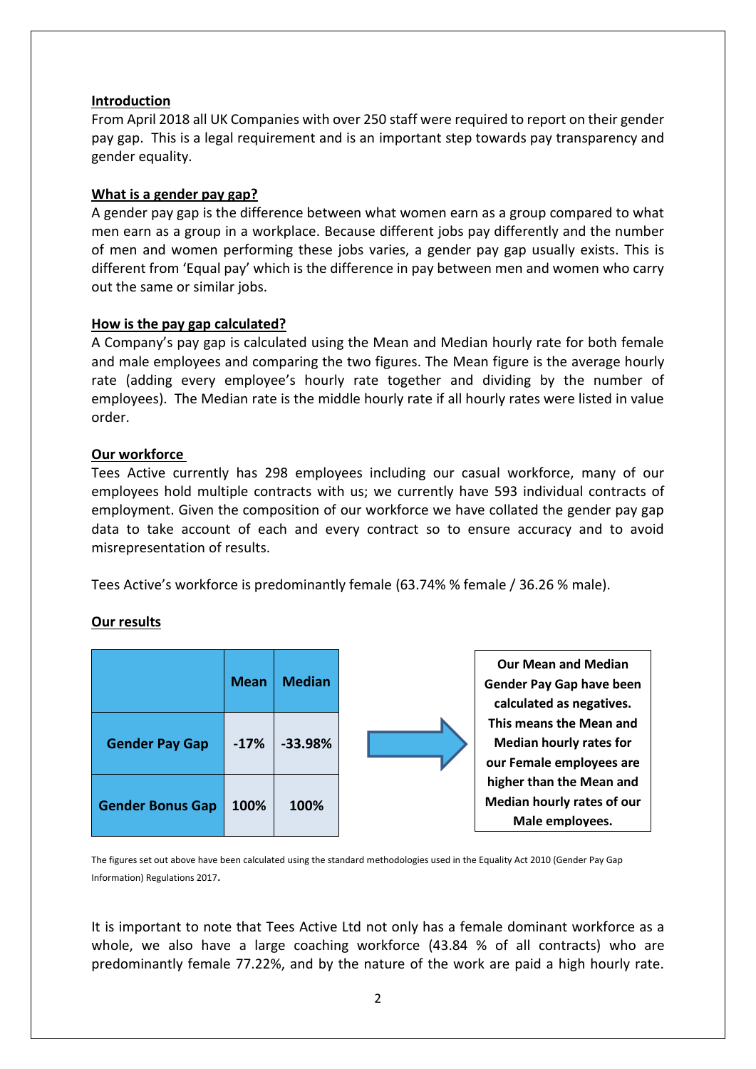## Introduction

From April 2018 all UK Companies with over 250 staff were required to report on their gender pay gap. This is a legal requirement and is an important step towards pay transparency and gender equality.

## What is a gender pay gap?

A gender pay gap is the difference between what women earn as a group compared to what men earn as a group in a workplace. Because different jobs pay differently and the number of men and women performing these jobs varies, a gender pay gap usually exists. This is different from 'Equal pay' which is the difference in pay between men and women who carry out the same or similar jobs.

## How is the pay gap calculated?

A Company's pay gap is calculated using the Mean and Median hourly rate for both female and male employees and comparing the two figures. The Mean figure is the average hourly rate (adding every employee's hourly rate together and dividing by the number of employees). The Median rate is the middle hourly rate if all hourly rates were listed in value order.

## Our workforce

Tees Active currently has 298 employees including our casual workforce, many of our employees hold multiple contracts with us; we currently have 593 individual contracts of employment. Given the composition of our workforce we have collated the gender pay gap data to take account of each and every contract so to ensure accuracy and to avoid misrepresentation of results.

Tees Active's workforce is predominantly female (63.74% % female / 36.26 % male).

## Our results

| | Mean | Median |
|---|---|---|
| **Gender Pay Gap** | -17% | -33.98% |
| **Gender Bonus Gap** | 100% | 100% |

**Our Mean and Median Gender Pay Gap have been calculated as negatives. This means the Mean and Median hourly rates for our Female employees are higher than the Mean and Median hourly rates of our Male employees.**

The figures set out above have been calculated using the standard methodologies used in the Equality Act 2010 (Gender Pay Gap Information) Regulations 2017.

It is important to note that Tees Active Ltd not only has a female dominant workforce as a whole, we also have a large coaching workforce (43.84 % of all contracts) who are predominantly female 77.22%, and by the nature of the work are paid a high hourly rate.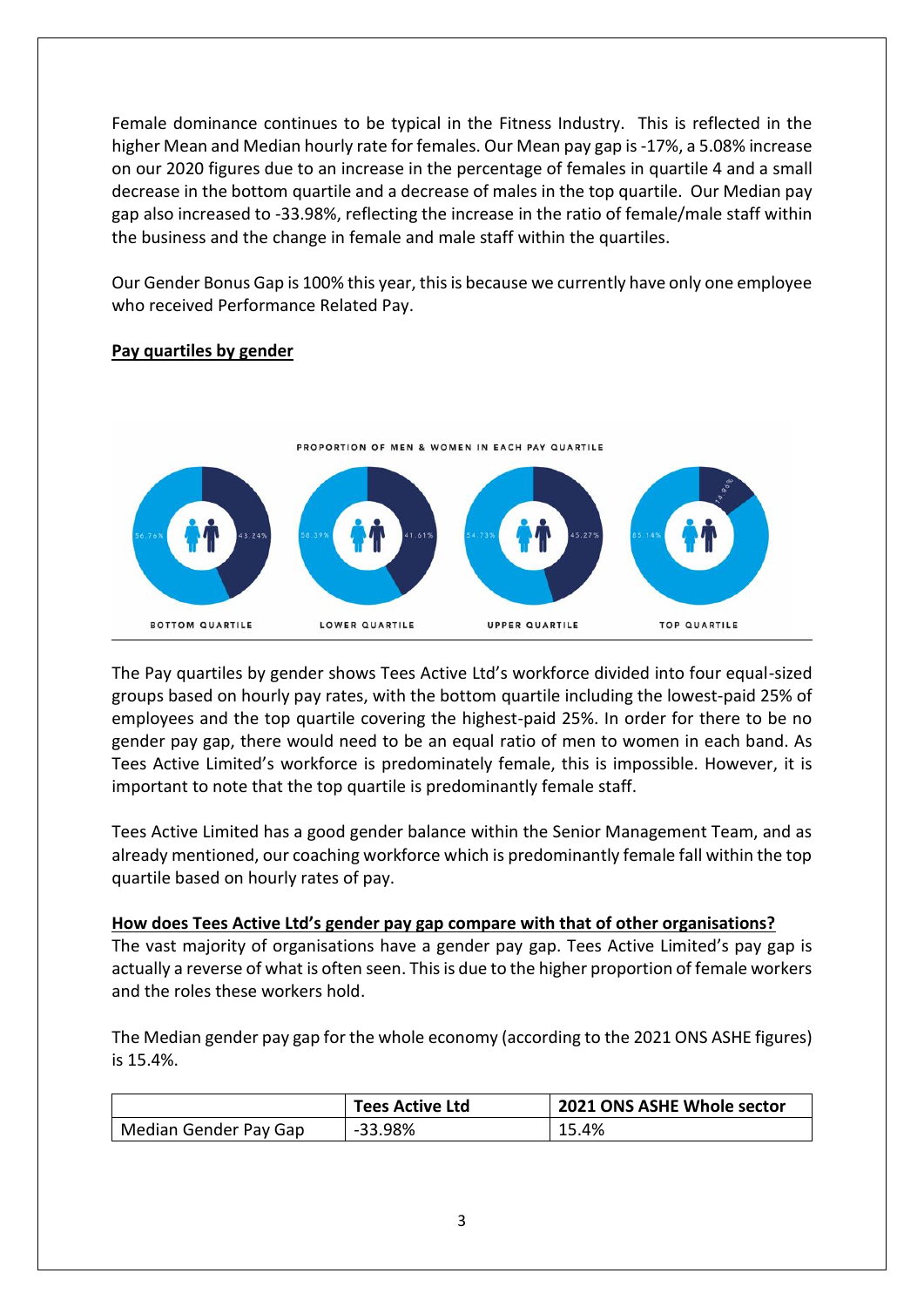Female dominance continues to be typical in the Fitness Industry. This is reflected in the higher Mean and Median hourly rate for females. Our Mean pay gap is -17%, a 5.08% increase on our 2020 figures due to an increase in the percentage of females in quartile 4 and a small decrease in the bottom quartile and a decrease of males in the top quartile. Our Median pay gap also increased to -33.98%, reflecting the increase in the ratio of female/male staff within the business and the change in female and male staff within the quartiles.

Our Gender Bonus Gap is 100% this year, this is because we currently have only one employee who received Performance Related Pay.

**Pay quartiles by gender**

PROPORTION OF MEN & WOMEN IN EACH PAY QUARTILE

56.76% 43.24%
BOTTOM QUARTILE

58.39% 41.61%
LOWER QUARTILE

54.73% 45.27%
UPPER QUARTILE

85.14% 14.86%
TOP QUARTILE

The Pay quartiles by gender shows Tees Active Ltd's workforce divided into four equal-sized groups based on hourly pay rates, with the bottom quartile including the lowest-paid 25% of employees and the top quartile covering the highest-paid 25%. In order for there to be no gender pay gap, there would need to be an equal ratio of men to women in each band. As Tees Active Limited's workforce is predominately female, this is impossible. However, it is important to note that the top quartile is predominantly female staff.

Tees Active Limited has a good gender balance within the Senior Management Team, and as already mentioned, our coaching workforce which is predominantly female fall within the top quartile based on hourly rates of pay.

**How does Tees Active Ltd's gender pay gap compare with that of other organisations?**

The vast majority of organisations have a gender pay gap. Tees Active Limited's pay gap is actually a reverse of what is often seen. This is due to the higher proportion of female workers and the roles these workers hold.

The Median gender pay gap for the whole economy (according to the 2021 ONS ASHE figures) is 15.4%.

| | Tees Active Ltd | 2021 ONS ASHE Whole sector |
|---|---|---|
| Median Gender Pay Gap | -33.98% | 15.4% |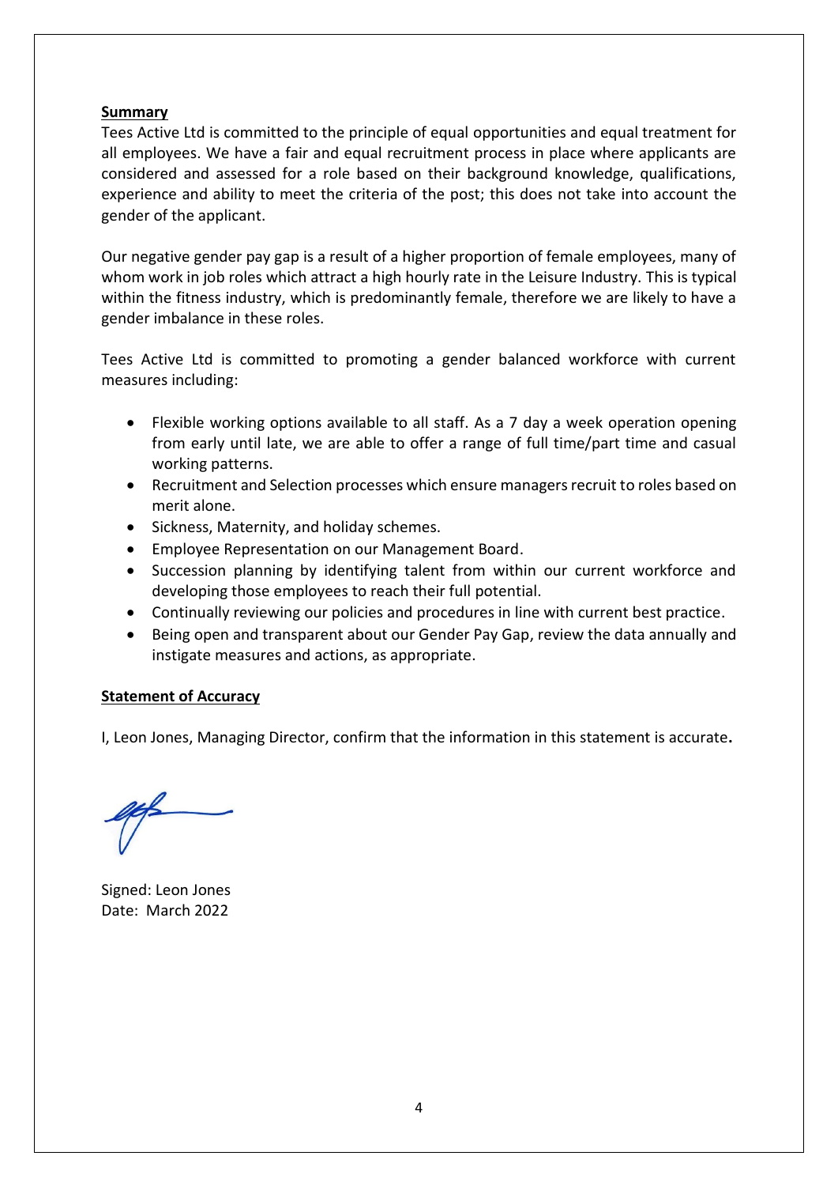**Summary**

Tees Active Ltd is committed to the principle of equal opportunities and equal treatment for all employees. We have a fair and equal recruitment process in place where applicants are considered and assessed for a role based on their background knowledge, qualifications, experience and ability to meet the criteria of the post; this does not take into account the gender of the applicant.

Our negative gender pay gap is a result of a higher proportion of female employees, many of whom work in job roles which attract a high hourly rate in the Leisure Industry. This is typical within the fitness industry, which is predominantly female, therefore we are likely to have a gender imbalance in these roles.

Tees Active Ltd is committed to promoting a gender balanced workforce with current measures including:

- Flexible working options available to all staff. As a 7 day a week operation opening from early until late, we are able to offer a range of full time/part time and casual working patterns.
- Recruitment and Selection processes which ensure managers recruit to roles based on merit alone.
- Sickness, Maternity, and holiday schemes.
- Employee Representation on our Management Board.
- Succession planning by identifying talent from within our current workforce and developing those employees to reach their full potential.
- Continually reviewing our policies and procedures in line with current best practice.
- Being open and transparent about our Gender Pay Gap, review the data annually and instigate measures and actions, as appropriate.

**Statement of Accuracy**

I, Leon Jones, Managing Director, confirm that the information in this statement is accurate**.**

Signed: Leon Jones
Date: March 2022